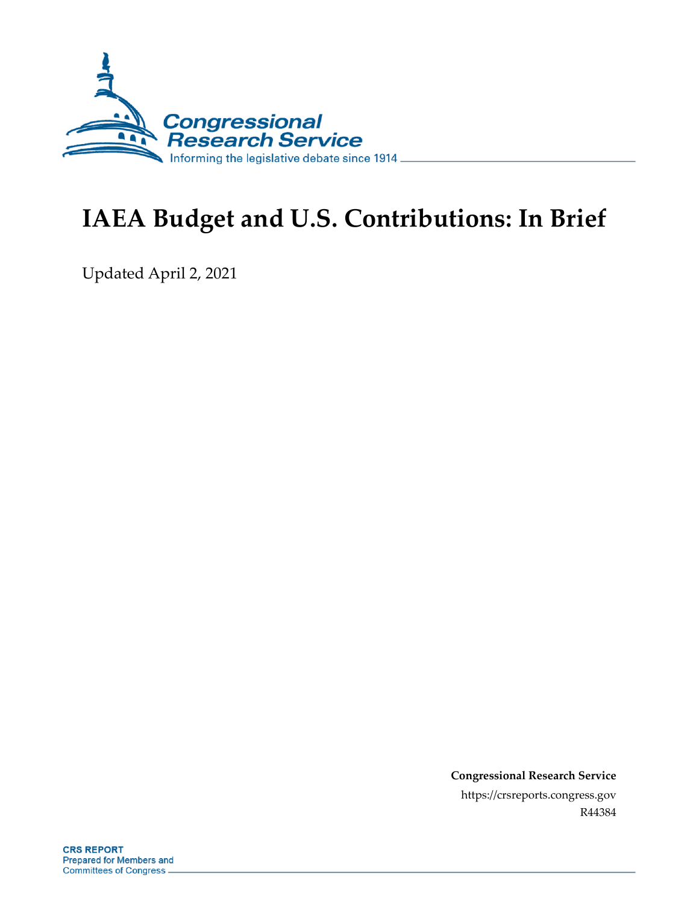# IAEA Budget and U.S. Contributions: In Brief

Updated April 2, 2021

**Congressional Research Service**

https://crsreports.congress.gov

R44384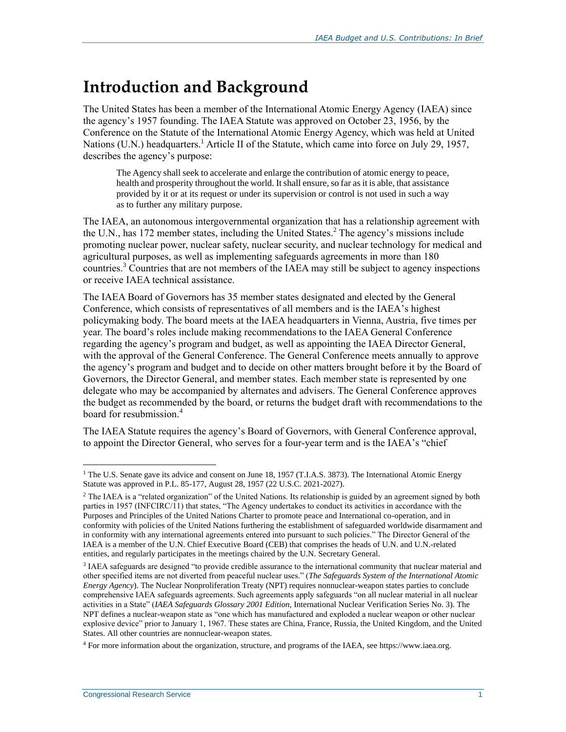# Introduction and Background

The United States has been a member of the International Atomic Energy Agency (IAEA) since the agency's 1957 founding. The IAEA Statute was approved on October 23, 1956, by the Conference on the Statute of the International Atomic Energy Agency, which was held at United Nations (U.N.) headquarters.[1] Article II of the Statute, which came into force on July 29, 1957, describes the agency's purpose:

> The Agency shall seek to accelerate and enlarge the contribution of atomic energy to peace, health and prosperity throughout the world. It shall ensure, so far as it is able, that assistance provided by it or at its request or under its supervision or control is not used in such a way as to further any military purpose.

The IAEA, an autonomous intergovernmental organization that has a relationship agreement with the U.N., has 172 member states, including the United States.[2] The agency's missions include promoting nuclear power, nuclear safety, nuclear security, and nuclear technology for medical and agricultural purposes, as well as implementing safeguards agreements in more than 180 countries.[3] Countries that are not members of the IAEA may still be subject to agency inspections or receive IAEA technical assistance.

The IAEA Board of Governors has 35 member states designated and elected by the General Conference, which consists of representatives of all members and is the IAEA's highest policymaking body. The board meets at the IAEA headquarters in Vienna, Austria, five times per year. The board's roles include making recommendations to the IAEA General Conference regarding the agency's program and budget, as well as appointing the IAEA Director General, with the approval of the General Conference. The General Conference meets annually to approve the agency's program and budget and to decide on other matters brought before it by the Board of Governors, the Director General, and member states. Each member state is represented by one delegate who may be accompanied by alternates and advisers. The General Conference approves the budget as recommended by the board, or returns the budget draft with recommendations to the board for resubmission.[4]

The IAEA Statute requires the agency's Board of Governors, with General Conference approval, to appoint the Director General, who serves for a four-year term and is the IAEA's "chief

---

[1] The U.S. Senate gave its advice and consent on June 18, 1957 (T.I.A.S. 3873). The International Atomic Energy Statute was approved in P.L. 85-177, August 28, 1957 (22 U.S.C. 2021-2027).

[2] The IAEA is a "related organization" of the United Nations. Its relationship is guided by an agreement signed by both parties in 1957 (INFCIRC/11) that states, "The Agency undertakes to conduct its activities in accordance with the Purposes and Principles of the United Nations Charter to promote peace and International co-operation, and in conformity with policies of the United Nations furthering the establishment of safeguarded worldwide disarmament and in conformity with any international agreements entered into pursuant to such policies." The Director General of the IAEA is a member of the U.N. Chief Executive Board (CEB) that comprises the heads of U.N. and U.N.-related entities, and regularly participates in the meetings chaired by the U.N. Secretary General.

[3] IAEA safeguards are designed "to provide credible assurance to the international community that nuclear material and other specified items are not diverted from peaceful nuclear uses." (*The Safeguards System of the International Atomic Energy Agency*). The Nuclear Nonproliferation Treaty (NPT) requires nonnuclear-weapon states parties to conclude comprehensive IAEA safeguards agreements. Such agreements apply safeguards "on all nuclear material in all nuclear activities in a State" (*IAEA Safeguards Glossary 2001 Edition,* International Nuclear Verification Series No. 3). The NPT defines a nuclear-weapon state as "one which has manufactured and exploded a nuclear weapon or other nuclear explosive device" prior to January 1, 1967. These states are China, France, Russia, the United Kingdom, and the United States. All other countries are nonnuclear-weapon states.

[4] For more information about the organization, structure, and programs of the IAEA, see https://www.iaea.org.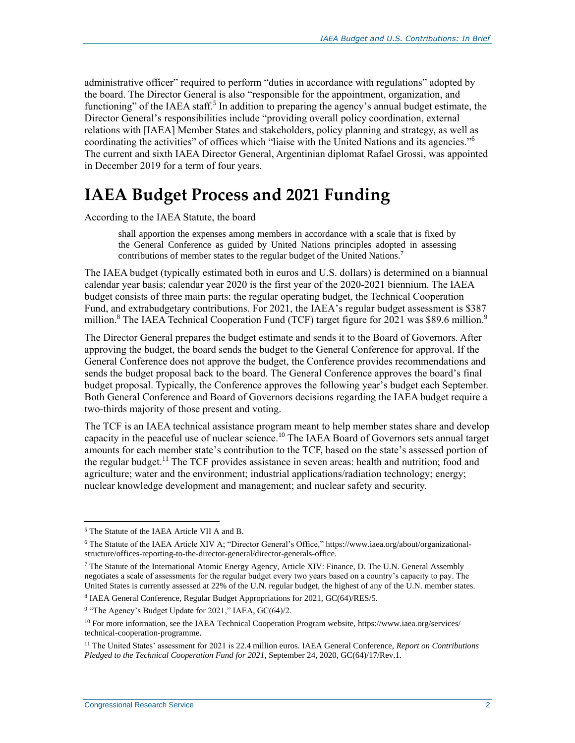administrative officer" required to perform "duties in accordance with regulations" adopted by the board. The Director General is also "responsible for the appointment, organization, and functioning" of the IAEA staff.[5] In addition to preparing the agency's annual budget estimate, the Director General's responsibilities include "providing overall policy coordination, external relations with [IAEA] Member States and stakeholders, policy planning and strategy, as well as coordinating the activities" of offices which "liaise with the United Nations and its agencies."[6] The current and sixth IAEA Director General, Argentinian diplomat Rafael Grossi, was appointed in December 2019 for a term of four years.

# IAEA Budget Process and 2021 Funding

According to the IAEA Statute, the board

> shall apportion the expenses among members in accordance with a scale that is fixed by the General Conference as guided by United Nations principles adopted in assessing contributions of member states to the regular budget of the United Nations.[7]

The IAEA budget (typically estimated both in euros and U.S. dollars) is determined on a biannual calendar year basis; calendar year 2020 is the first year of the 2020-2021 biennium. The IAEA budget consists of three main parts: the regular operating budget, the Technical Cooperation Fund, and extrabudgetary contributions. For 2021, the IAEA's regular budget assessment is $387 million.[8] The IAEA Technical Cooperation Fund (TCF) target figure for 2021 was $89.6 million.[9]

The Director General prepares the budget estimate and sends it to the Board of Governors. After approving the budget, the board sends the budget to the General Conference for approval. If the General Conference does not approve the budget, the Conference provides recommendations and sends the budget proposal back to the board. The General Conference approves the board's final budget proposal. Typically, the Conference approves the following year's budget each September. Both General Conference and Board of Governors decisions regarding the IAEA budget require a two-thirds majority of those present and voting.

The TCF is an IAEA technical assistance program meant to help member states share and develop capacity in the peaceful use of nuclear science.[10] The IAEA Board of Governors sets annual target amounts for each member state's contribution to the TCF, based on the state's assessed portion of the regular budget.[11] The TCF provides assistance in seven areas: health and nutrition; food and agriculture; water and the environment; industrial applications/radiation technology; energy; nuclear knowledge development and management; and nuclear safety and security.

---

[5] The Statute of the IAEA Article VII A and B.

[6] The Statute of the IAEA Article XIV A; "Director General's Office," https://www.iaea.org/about/organizational-structure/offices-reporting-to-the-director-general/director-generals-office.

[7] The Statute of the International Atomic Energy Agency, Article XIV: Finance, D. The U.N. General Assembly negotiates a scale of assessments for the regular budget every two years based on a country's capacity to pay. The United States is currently assessed at 22% of the U.N. regular budget, the highest of any of the U.N. member states.

[8] IAEA General Conference, Regular Budget Appropriations for 2021, GC(64)/RES/5.

[9] "The Agency's Budget Update for 2021," IAEA, GC(64)/2.

[10] For more information, see the IAEA Technical Cooperation Program website, https://www.iaea.org/services/technical-cooperation-programme.

[11] The United States' assessment for 2021 is 22.4 million euros. IAEA General Conference, *Report on Contributions Pledged to the Technical Cooperation Fund for 2021*, September 24, 2020, GC(64)/17/Rev.1.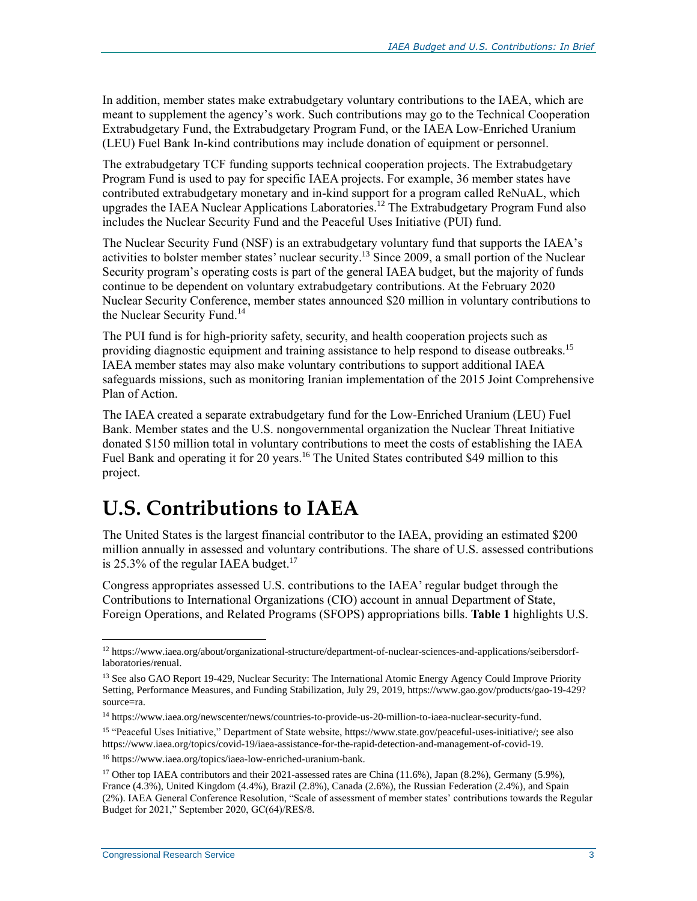In addition, member states make extrabudgetary voluntary contributions to the IAEA, which are meant to supplement the agency's work. Such contributions may go to the Technical Cooperation Extrabudgetary Fund, the Extrabudgetary Program Fund, or the IAEA Low-Enriched Uranium (LEU) Fuel Bank In-kind contributions may include donation of equipment or personnel.

The extrabudgetary TCF funding supports technical cooperation projects. The Extrabudgetary Program Fund is used to pay for specific IAEA projects. For example, 36 member states have contributed extrabudgetary monetary and in-kind support for a program called ReNuAL, which upgrades the IAEA Nuclear Applications Laboratories.[12] The Extrabudgetary Program Fund also includes the Nuclear Security Fund and the Peaceful Uses Initiative (PUI) fund.

The Nuclear Security Fund (NSF) is an extrabudgetary voluntary fund that supports the IAEA's activities to bolster member states' nuclear security.[13] Since 2009, a small portion of the Nuclear Security program's operating costs is part of the general IAEA budget, but the majority of funds continue to be dependent on voluntary extrabudgetary contributions. At the February 2020 Nuclear Security Conference, member states announced $20 million in voluntary contributions to the Nuclear Security Fund.[14]

The PUI fund is for high-priority safety, security, and health cooperation projects such as providing diagnostic equipment and training assistance to help respond to disease outbreaks.[15] IAEA member states may also make voluntary contributions to support additional IAEA safeguards missions, such as monitoring Iranian implementation of the 2015 Joint Comprehensive Plan of Action.

The IAEA created a separate extrabudgetary fund for the Low-Enriched Uranium (LEU) Fuel Bank. Member states and the U.S. nongovernmental organization the Nuclear Threat Initiative donated $150 million total in voluntary contributions to meet the costs of establishing the IAEA Fuel Bank and operating it for 20 years.[16] The United States contributed $49 million to this project.

# U.S. Contributions to IAEA

The United States is the largest financial contributor to the IAEA, providing an estimated $200 million annually in assessed and voluntary contributions. The share of U.S. assessed contributions is 25.3% of the regular IAEA budget.[17]

Congress appropriates assessed U.S. contributions to the IAEA' regular budget through the Contributions to International Organizations (CIO) account in annual Department of State, Foreign Operations, and Related Programs (SFOPS) appropriations bills. **Table 1** highlights U.S.

---

[12] https://www.iaea.org/about/organizational-structure/department-of-nuclear-sciences-and-applications/seibersdorf-laboratories/renual.

[13] See also GAO Report 19-429, Nuclear Security: The International Atomic Energy Agency Could Improve Priority Setting, Performance Measures, and Funding Stabilization, July 29, 2019, https://www.gao.gov/products/gao-19-429?source=ra.

[14] https://www.iaea.org/newscenter/news/countries-to-provide-us-20-million-to-iaea-nuclear-security-fund.

[15] "Peaceful Uses Initiative," Department of State website, https://www.state.gov/peaceful-uses-initiative/; see also https://www.iaea.org/topics/covid-19/iaea-assistance-for-the-rapid-detection-and-management-of-covid-19.

[16] https://www.iaea.org/topics/iaea-low-enriched-uranium-bank.

[17] Other top IAEA contributors and their 2021-assessed rates are China (11.6%), Japan (8.2%), Germany (5.9%), France (4.3%), United Kingdom (4.4%), Brazil (2.8%), Canada (2.6%), the Russian Federation (2.4%), and Spain (2%). IAEA General Conference Resolution, "Scale of assessment of member states' contributions towards the Regular Budget for 2021," September 2020, GC(64)/RES/8.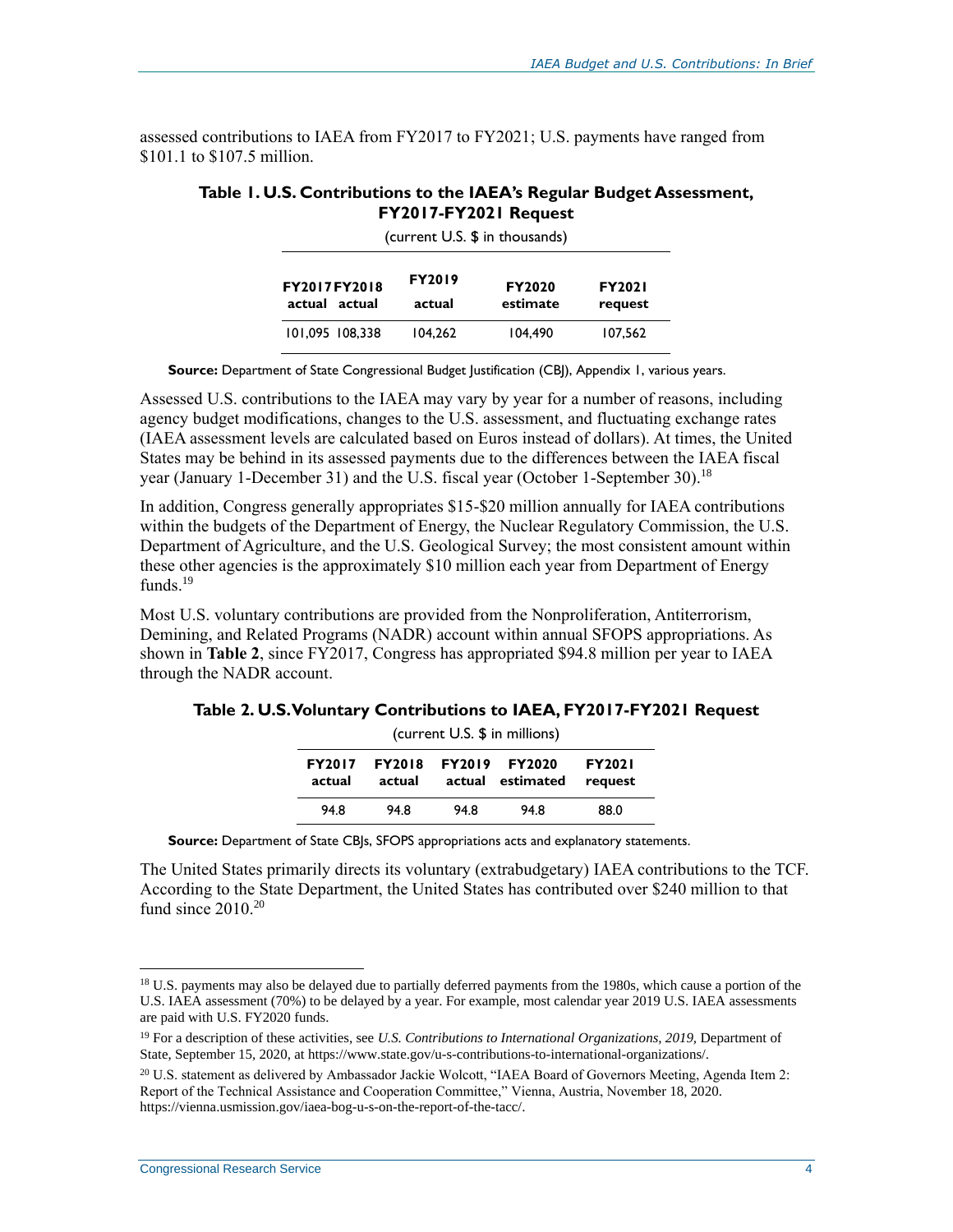assessed contributions to IAEA from FY2017 to FY2021; U.S. payments have ranged from $101.1 to $107.5 million.

**Table 1. U.S. Contributions to the IAEA's Regular Budget Assessment, FY2017-FY2021 Request**

(current U.S. $ in thousands)

| FY2017 actual | FY2018 actual | FY2019 actual | FY2020 estimate | FY2021 request |
|---|---|---|---|---|
| 101,095 | 108,338 | 104,262 | 104,490 | 107,562 |

**Source:** Department of State Congressional Budget Justification (CBJ), Appendix 1, various years.

Assessed U.S. contributions to the IAEA may vary by year for a number of reasons, including agency budget modifications, changes to the U.S. assessment, and fluctuating exchange rates (IAEA assessment levels are calculated based on Euros instead of dollars). At times, the United States may be behind in its assessed payments due to the differences between the IAEA fiscal year (January 1-December 31) and the U.S. fiscal year (October 1-September 30).[18]

In addition, Congress generally appropriates $15-$20 million annually for IAEA contributions within the budgets of the Department of Energy, the Nuclear Regulatory Commission, the U.S. Department of Agriculture, and the U.S. Geological Survey; the most consistent amount within these other agencies is the approximately $10 million each year from Department of Energy funds.[19]

Most U.S. voluntary contributions are provided from the Nonproliferation, Antiterrorism, Demining, and Related Programs (NADR) account within annual SFOPS appropriations. As shown in **Table 2**, since FY2017, Congress has appropriated $94.8 million per year to IAEA through the NADR account.

**Table 2. U.S. Voluntary Contributions to IAEA, FY2017-FY2021 Request**

(current U.S. $ in millions)

| FY2017 actual | FY2018 actual | FY2019 actual | FY2020 estimated | FY2021 request |
|---|---|---|---|---|
| 94.8 | 94.8 | 94.8 | 94.8 | 88.0 |

**Source:** Department of State CBJs, SFOPS appropriations acts and explanatory statements.

The United States primarily directs its voluntary (extrabudgetary) IAEA contributions to the TCF. According to the State Department, the United States has contributed over $240 million to that fund since 2010.[20]

---

[18] U.S. payments may also be delayed due to partially deferred payments from the 1980s, which cause a portion of the U.S. IAEA assessment (70%) to be delayed by a year. For example, most calendar year 2019 U.S. IAEA assessments are paid with U.S. FY2020 funds.

[19] For a description of these activities, see *U.S. Contributions to International Organizations, 2019,* Department of State, September 15, 2020, at https://www.state.gov/u-s-contributions-to-international-organizations/.

[20] U.S. statement as delivered by Ambassador Jackie Wolcott, "IAEA Board of Governors Meeting, Agenda Item 2: Report of the Technical Assistance and Cooperation Committee," Vienna, Austria, November 18, 2020. https://vienna.usmission.gov/iaea-bog-u-s-on-the-report-of-the-tacc/.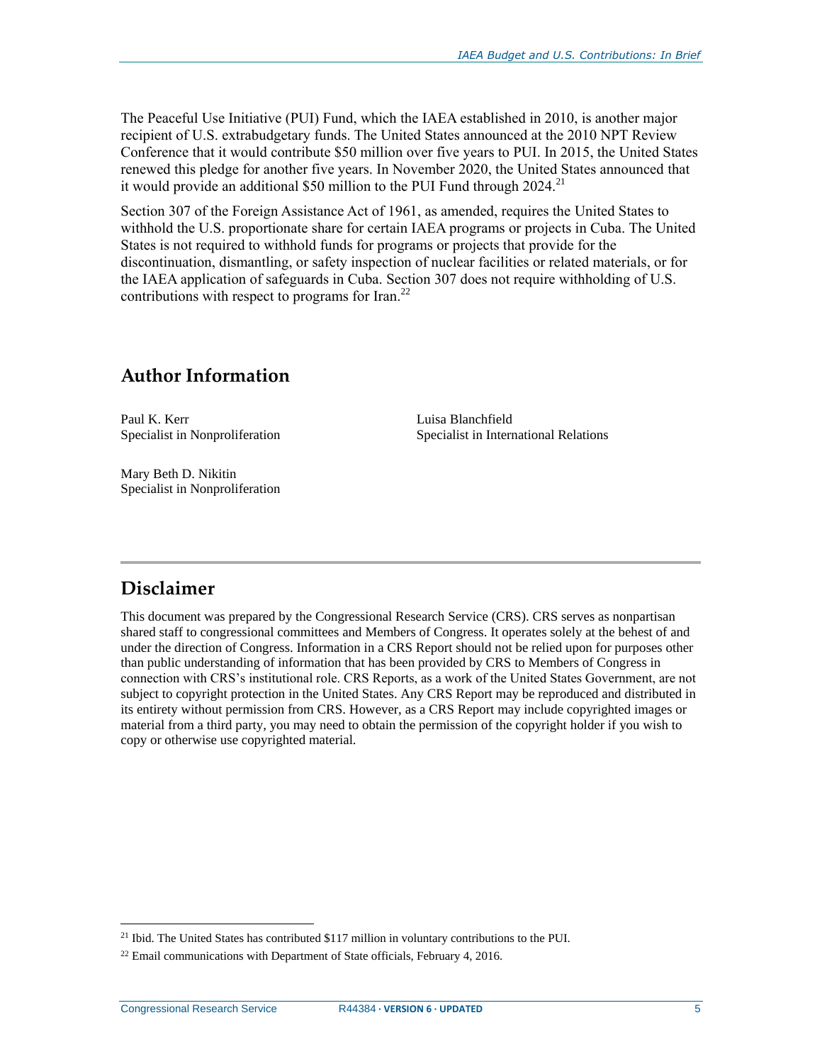The Peaceful Use Initiative (PUI) Fund, which the IAEA established in 2010, is another major recipient of U.S. extrabudgetary funds. The United States announced at the 2010 NPT Review Conference that it would contribute $50 million over five years to PUI. In 2015, the United States renewed this pledge for another five years. In November 2020, the United States announced that it would provide an additional $50 million to the PUI Fund through 2024.[21]

Section 307 of the Foreign Assistance Act of 1961, as amended, requires the United States to withhold the U.S. proportionate share for certain IAEA programs or projects in Cuba. The United States is not required to withhold funds for programs or projects that provide for the discontinuation, dismantling, or safety inspection of nuclear facilities or related materials, or for the IAEA application of safeguards in Cuba. Section 307 does not require withholding of U.S. contributions with respect to programs for Iran.[22]

## Author Information

Paul K. Kerr
Specialist in Nonproliferation

Luisa Blanchfield
Specialist in International Relations

Mary Beth D. Nikitin
Specialist in Nonproliferation

## Disclaimer

This document was prepared by the Congressional Research Service (CRS). CRS serves as nonpartisan shared staff to congressional committees and Members of Congress. It operates solely at the behest of and under the direction of Congress. Information in a CRS Report should not be relied upon for purposes other than public understanding of information that has been provided by CRS to Members of Congress in connection with CRS's institutional role. CRS Reports, as a work of the United States Government, are not subject to copyright protection in the United States. Any CRS Report may be reproduced and distributed in its entirety without permission from CRS. However, as a CRS Report may include copyrighted images or material from a third party, you may need to obtain the permission of the copyright holder if you wish to copy or otherwise use copyrighted material.

---

[21] Ibid. The United States has contributed $117 million in voluntary contributions to the PUI.

[22] Email communications with Department of State officials, February 4, 2016.